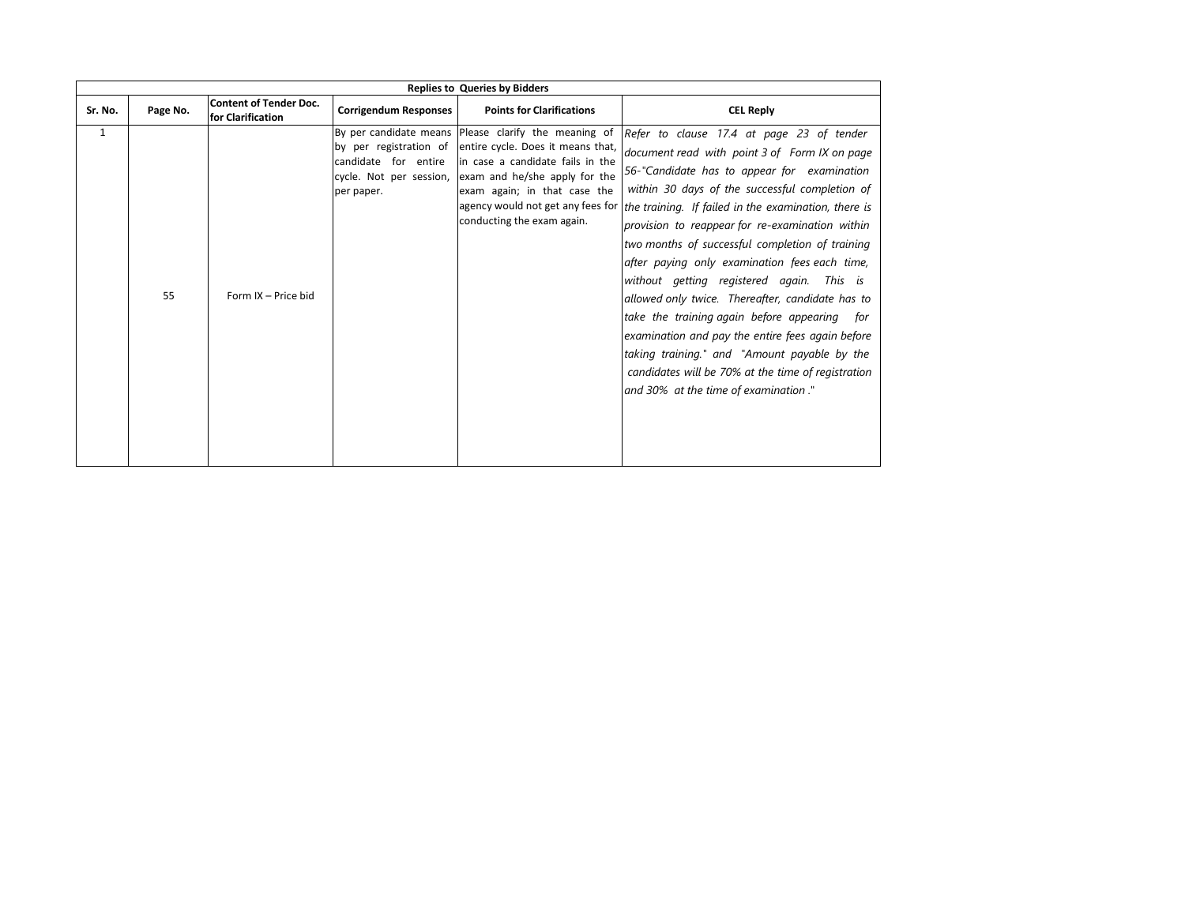| Replies to Queries by Bidders | | | | | |
|---|---|---|---|---|---|
| **Sr. No.** | **Page No.** | **Content of Tender Doc. for Clarification** | **Corrigendum Responses** | **Points for Clarifications** | **CEL Reply** |
| 1 | 55 | Form IX – Price bid | By per candidate means by per registration of candidate for entire cycle. Not per session, per paper. | Please clarify the meaning of entire cycle. Does it means that, in case a candidate fails in the exam and he/she apply for the exam again; in that case the agency would not get any fees for conducting the exam again. | *Refer to clause 17.4 at page 23 of tender document read with point 3 of Form IX on page 56-"Candidate has to appear for examination within 30 days of the successful completion of the training. If failed in the examination, there is provision to reappear for re-examination within two months of successful completion of training after paying only examination fees each time, without getting registered again. This is allowed only twice. Thereafter, candidate has to take the training again before appearing for examination and pay the entire fees again before taking training." and "Amount payable by the candidates will be 70% at the time of registration and 30% at the time of examination ."* |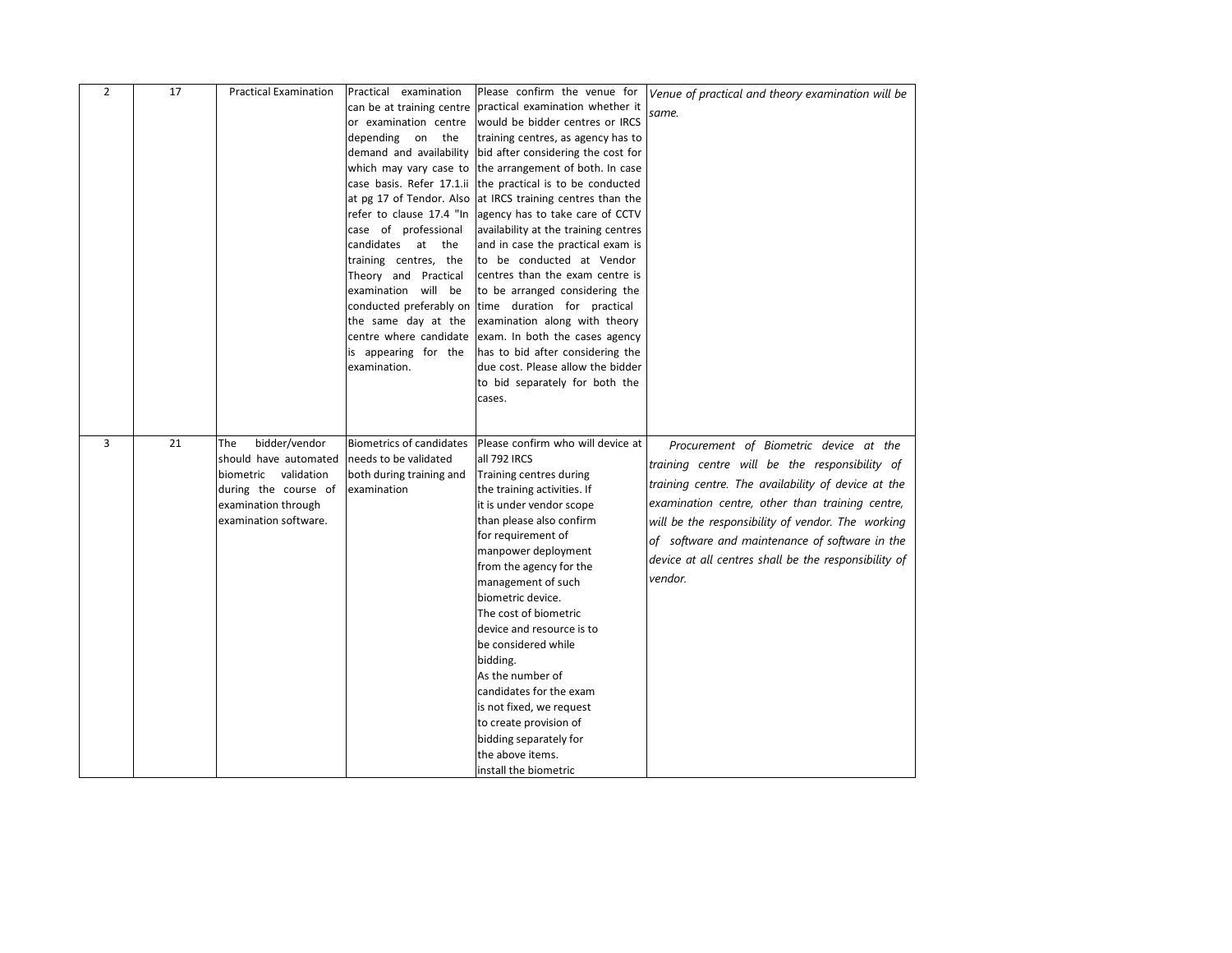| 2 | 17 | Practical Examination | Practical examination can be at training centre or examination centre depending on the demand and availability which may vary case to case basis. Refer 17.1.ii at pg 17 of Tendor. Also refer to clause 17.4 "In case of professional candidates at the training centres, the Theory and Practical examination will be conducted preferably on the same day at the centre where candidate is appearing for the examination. | Please confirm the venue for practical examination whether it would be bidder centres or IRCS training centres, as agency has to bid after considering the cost for the arrangement of both. In case the practical is to be conducted at IRCS training centres than the agency has to take care of CCTV availability at the training centres and in case the practical exam is to be conducted at Vendor centres than the exam centre is to be arranged considering the time duration for practical examination along with theory exam. In both the cases agency has to bid after considering the due cost. Please allow the bidder to bid separately for both the cases. | *Venue of practical and theory examination will be same.* |
|---|---|---|---|---|---|
| 3 | 21 | The bidder/vendor should have automated biometric validation during the course of examination through examination software. | Biometrics of candidates needs to be validated both during training and examination | Please confirm who will device at all 792 IRCS Training centres during the training activities. If it is under vendor scope than please also confirm for requirement of manpower deployment from the agency for the management of such biometric device. The cost of biometric device and resource is to be considered while bidding. As the number of candidates for the exam is not fixed, we request to create provision of bidding separately for the above items. install the biometric | *Procurement of Biometric device at the training centre will be the responsibility of training centre. The availability of device at the examination centre, other than training centre, will be the responsibility of vendor. The working of software and maintenance of software in the device at all centres shall be the responsibility of vendor.* |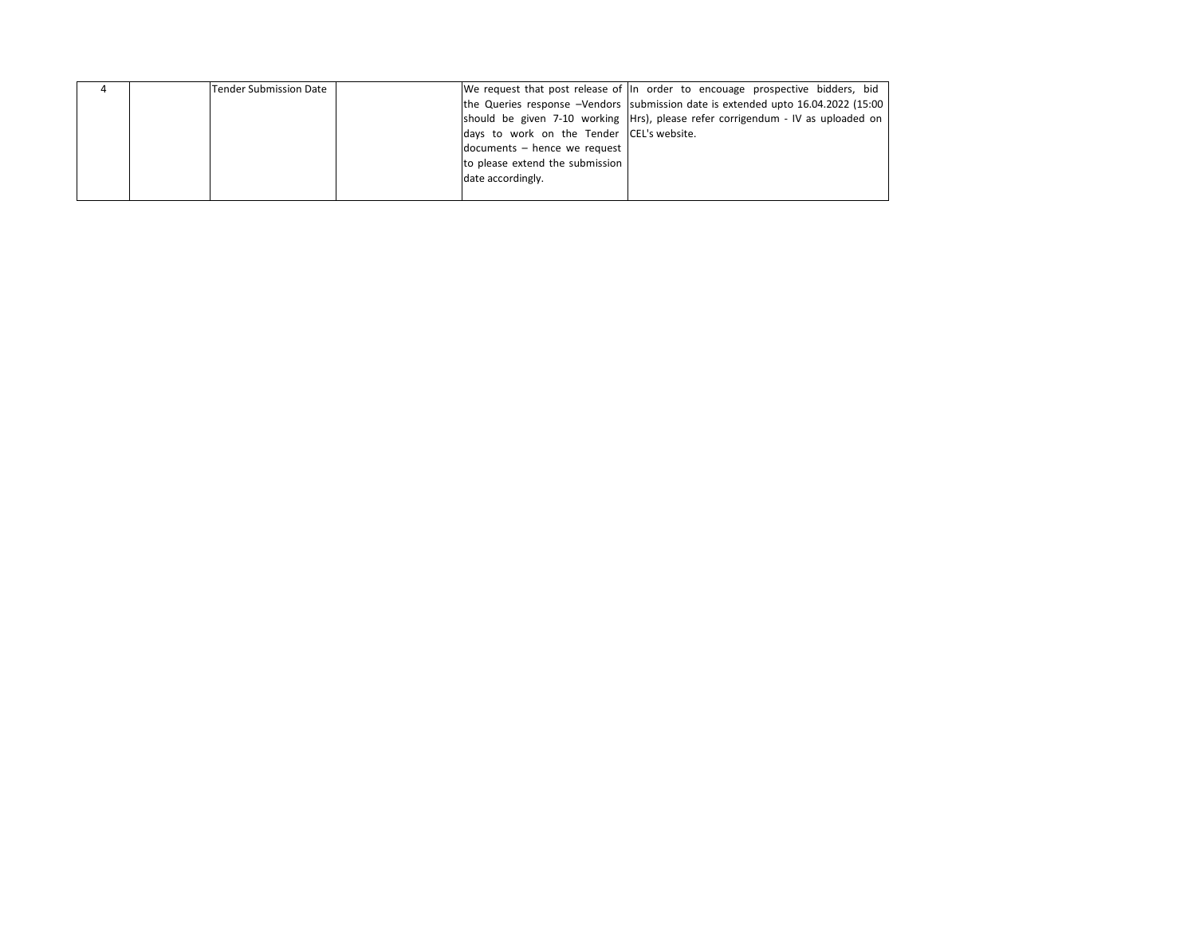| | | | | | |
|---|---|---|---|---|---|
| 4 | | Tender Submission Date | | We request that post release of the Queries response –Vendors should be given 7-10 working days to work on the Tender documents – hence we request to please extend the submission date accordingly. | In order to encouage prospective bidders, bid submission date is extended upto 16.04.2022 (15:00 Hrs), please refer corrigendum - IV as uploaded on CEL's website. |